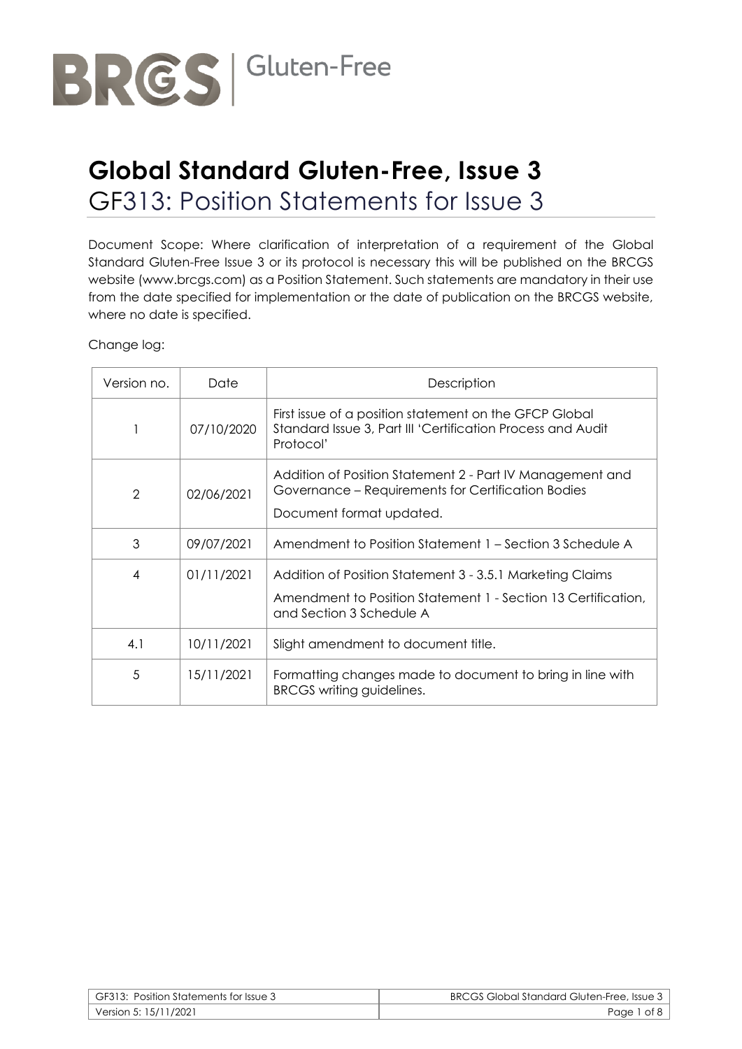BRCGS | Gluten-Free

# Global Standard Gluten-Free, Issue 3

## GF313: Position Statements for Issue 3

Document Scope: Where clarification of interpretation of a requirement of the Global Standard Gluten-Free Issue 3 or its protocol is necessary this will be published on the BRCGS website (www.brcgs.com) as a Position Statement. Such statements are mandatory in their use from the date specified for implementation or the date of publication on the BRCGS website, where no date is specified.

Change log:

| Version no. | Date | Description |
| --- | --- | --- |
| 1 | 07/10/2020 | First issue of a position statement on the GFCP Global Standard Issue 3, Part III 'Certification Process and Audit Protocol' |
| 2 | 02/06/2021 | Addition of Position Statement 2 - Part IV Management and Governance – Requirements for Certification Bodies<br>Document format updated. |
| 3 | 09/07/2021 | Amendment to Position Statement 1 – Section 3 Schedule A |
| 4 | 01/11/2021 | Addition of Position Statement 3 - 3.5.1 Marketing Claims<br>Amendment to Position Statement 1 - Section 13 Certification, and Section 3 Schedule A |
| 4.1 | 10/11/2021 | Slight amendment to document title. |
| 5 | 15/11/2021 | Formatting changes made to document to bring in line with BRCGS writing guidelines. |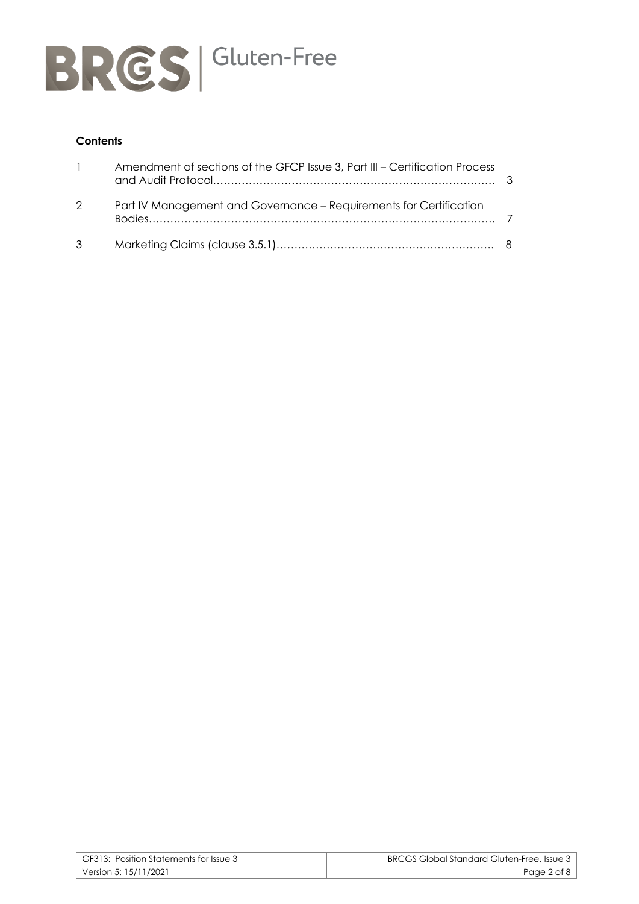**Contents**

| | | |
|---|---|---|
| 1 | Amendment of sections of the GFCP Issue 3, Part III – Certification Process and Audit Protocol………………………………………………………………… | 3 |
| 2 | Part IV Management and Governance – Requirements for Certification Bodies………………………………………………………………………………… | 7 |
| 3 | Marketing Claims (clause 3.5.1)…………………………………………………… | 8 |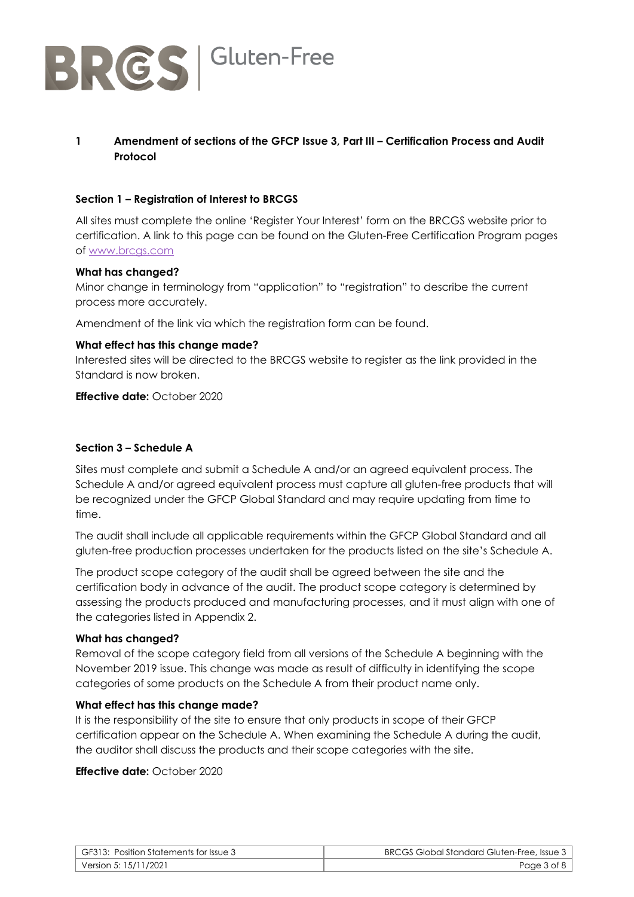## 1 Amendment of sections of the GFCP Issue 3, Part III – Certification Process and Audit Protocol

### Section 1 – Registration of Interest to BRCGS

All sites must complete the online 'Register Your Interest' form on the BRCGS website prior to certification. A link to this page can be found on the Gluten-Free Certification Program pages of www.brcgs.com

**What has changed?**

Minor change in terminology from "application" to "registration" to describe the current process more accurately.

Amendment of the link via which the registration form can be found.

**What effect has this change made?**

Interested sites will be directed to the BRCGS website to register as the link provided in the Standard is now broken.

**Effective date:** October 2020

### Section 3 – Schedule A

Sites must complete and submit a Schedule A and/or an agreed equivalent process. The Schedule A and/or agreed equivalent process must capture all gluten-free products that will be recognized under the GFCP Global Standard and may require updating from time to time.

The audit shall include all applicable requirements within the GFCP Global Standard and all gluten-free production processes undertaken for the products listed on the site's Schedule A.

The product scope category of the audit shall be agreed between the site and the certification body in advance of the audit. The product scope category is determined by assessing the products produced and manufacturing processes, and it must align with one of the categories listed in Appendix 2.

**What has changed?**

Removal of the scope category field from all versions of the Schedule A beginning with the November 2019 issue. This change was made as result of difficulty in identifying the scope categories of some products on the Schedule A from their product name only.

**What effect has this change made?**

It is the responsibility of the site to ensure that only products in scope of their GFCP certification appear on the Schedule A. When examining the Schedule A during the audit, the auditor shall discuss the products and their scope categories with the site.

**Effective date:** October 2020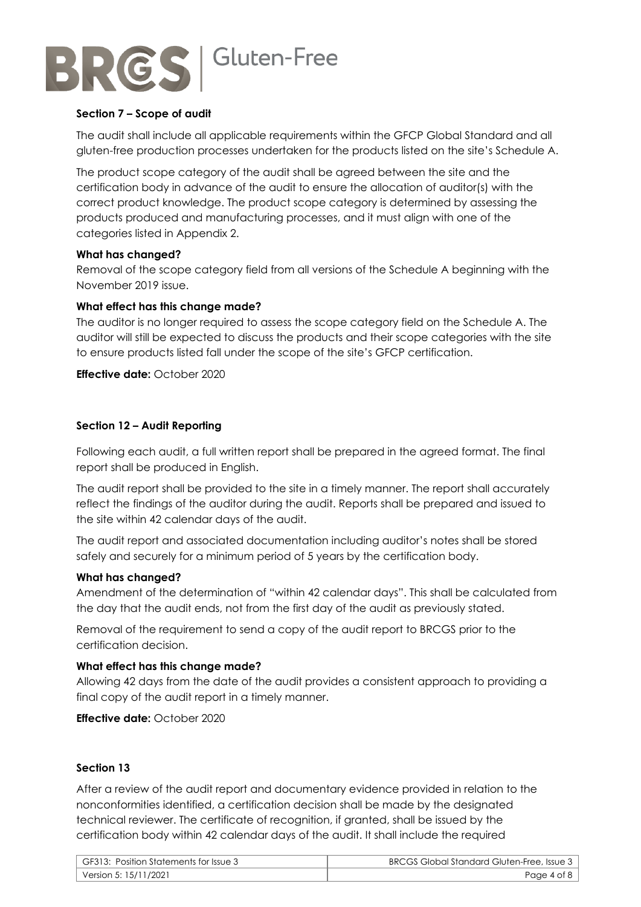**Section 7 – Scope of audit**

The audit shall include all applicable requirements within the GFCP Global Standard and all gluten-free production processes undertaken for the products listed on the site's Schedule A.

The product scope category of the audit shall be agreed between the site and the certification body in advance of the audit to ensure the allocation of auditor(s) with the correct product knowledge. The product scope category is determined by assessing the products produced and manufacturing processes, and it must align with one of the categories listed in Appendix 2.

**What has changed?**
Removal of the scope category field from all versions of the Schedule A beginning with the November 2019 issue.

**What effect has this change made?**
The auditor is no longer required to assess the scope category field on the Schedule A. The auditor will still be expected to discuss the products and their scope categories with the site to ensure products listed fall under the scope of the site's GFCP certification.

**Effective date:** October 2020

**Section 12 – Audit Reporting**

Following each audit, a full written report shall be prepared in the agreed format. The final report shall be produced in English.

The audit report shall be provided to the site in a timely manner. The report shall accurately reflect the findings of the auditor during the audit. Reports shall be prepared and issued to the site within 42 calendar days of the audit.

The audit report and associated documentation including auditor's notes shall be stored safely and securely for a minimum period of 5 years by the certification body.

**What has changed?**
Amendment of the determination of "within 42 calendar days". This shall be calculated from the day that the audit ends, not from the first day of the audit as previously stated.

Removal of the requirement to send a copy of the audit report to BRCGS prior to the certification decision.

**What effect has this change made?**
Allowing 42 days from the date of the audit provides a consistent approach to providing a final copy of the audit report in a timely manner.

**Effective date:** October 2020

**Section 13**

After a review of the audit report and documentary evidence provided in relation to the nonconformities identified, a certification decision shall be made by the designated technical reviewer. The certificate of recognition, if granted, shall be issued by the certification body within 42 calendar days of the audit. It shall include the required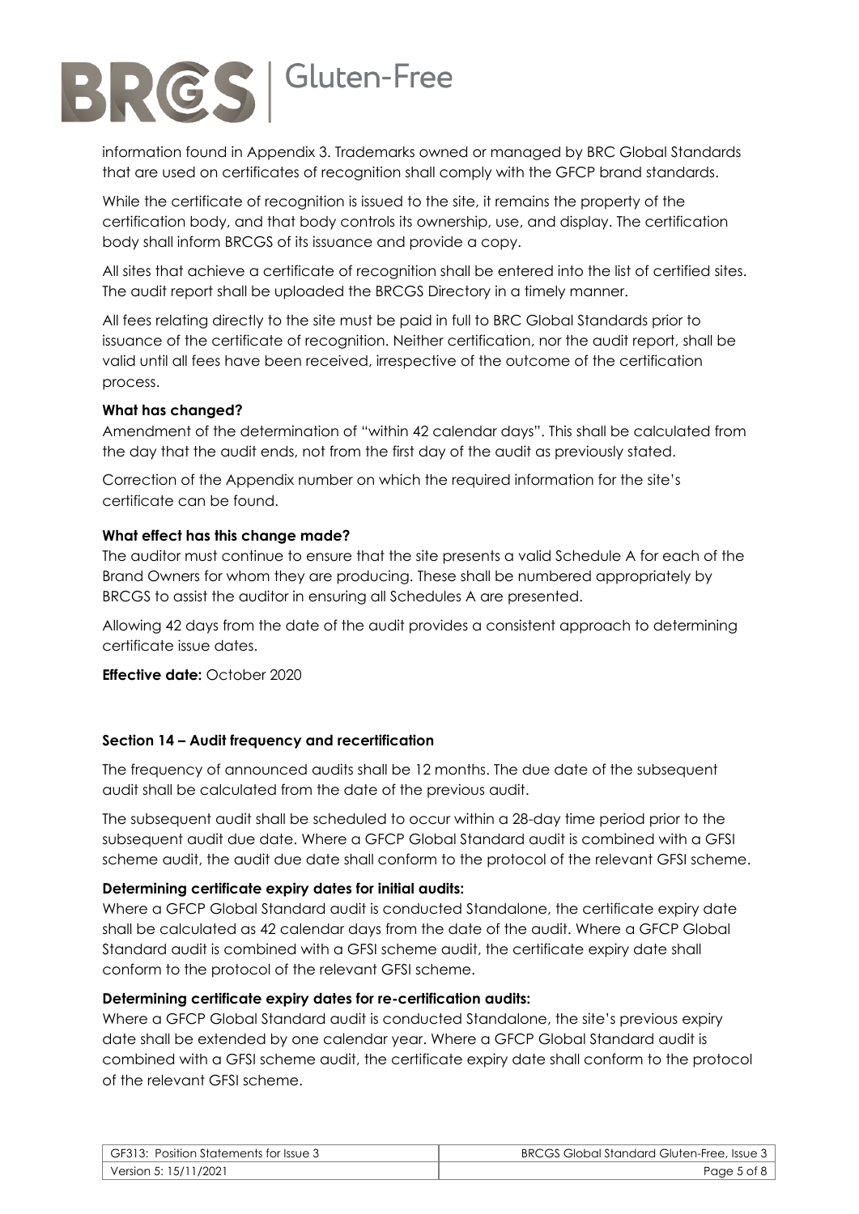information found in Appendix 3. Trademarks owned or managed by BRC Global Standards that are used on certificates of recognition shall comply with the GFCP brand standards.

While the certificate of recognition is issued to the site, it remains the property of the certification body, and that body controls its ownership, use, and display. The certification body shall inform BRCGS of its issuance and provide a copy.

All sites that achieve a certificate of recognition shall be entered into the list of certified sites. The audit report shall be uploaded the BRCGS Directory in a timely manner.

All fees relating directly to the site must be paid in full to BRC Global Standards prior to issuance of the certificate of recognition. Neither certification, nor the audit report, shall be valid until all fees have been received, irrespective of the outcome of the certification process.

**What has changed?**

Amendment of the determination of "within 42 calendar days". This shall be calculated from the day that the audit ends, not from the first day of the audit as previously stated.

Correction of the Appendix number on which the required information for the site's certificate can be found.

**What effect has this change made?**

The auditor must continue to ensure that the site presents a valid Schedule A for each of the Brand Owners for whom they are producing. These shall be numbered appropriately by BRCGS to assist the auditor in ensuring all Schedules A are presented.

Allowing 42 days from the date of the audit provides a consistent approach to determining certificate issue dates.

**Effective date:** October 2020

### Section 14 – Audit frequency and recertification

The frequency of announced audits shall be 12 months. The due date of the subsequent audit shall be calculated from the date of the previous audit.

The subsequent audit shall be scheduled to occur within a 28-day time period prior to the subsequent audit due date. Where a GFCP Global Standard audit is combined with a GFSI scheme audit, the audit due date shall conform to the protocol of the relevant GFSI scheme.

**Determining certificate expiry dates for initial audits:**

Where a GFCP Global Standard audit is conducted Standalone, the certificate expiry date shall be calculated as 42 calendar days from the date of the audit. Where a GFCP Global Standard audit is combined with a GFSI scheme audit, the certificate expiry date shall conform to the protocol of the relevant GFSI scheme.

**Determining certificate expiry dates for re-certification audits:**

Where a GFCP Global Standard audit is conducted Standalone, the site's previous expiry date shall be extended by one calendar year. Where a GFCP Global Standard audit is combined with a GFSI scheme audit, the certificate expiry date shall conform to the protocol of the relevant GFSI scheme.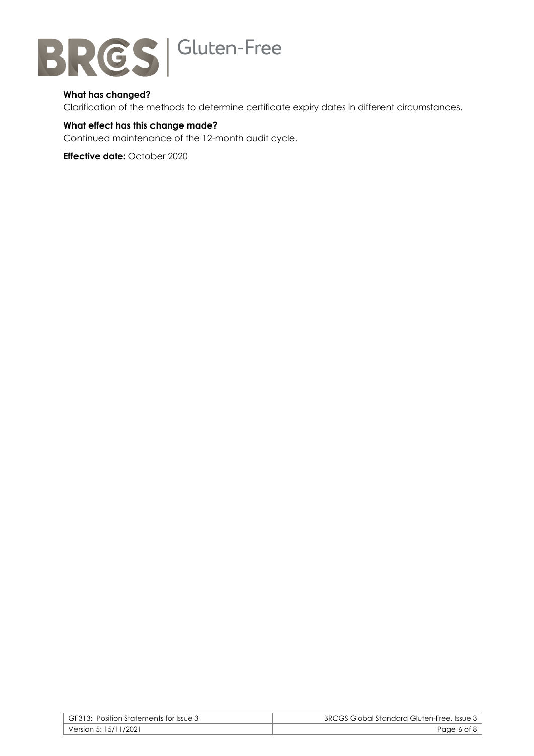**What has changed?**

Clarification of the methods to determine certificate expiry dates in different circumstances.

**What effect has this change made?**

Continued maintenance of the 12-month audit cycle.

**Effective date:** October 2020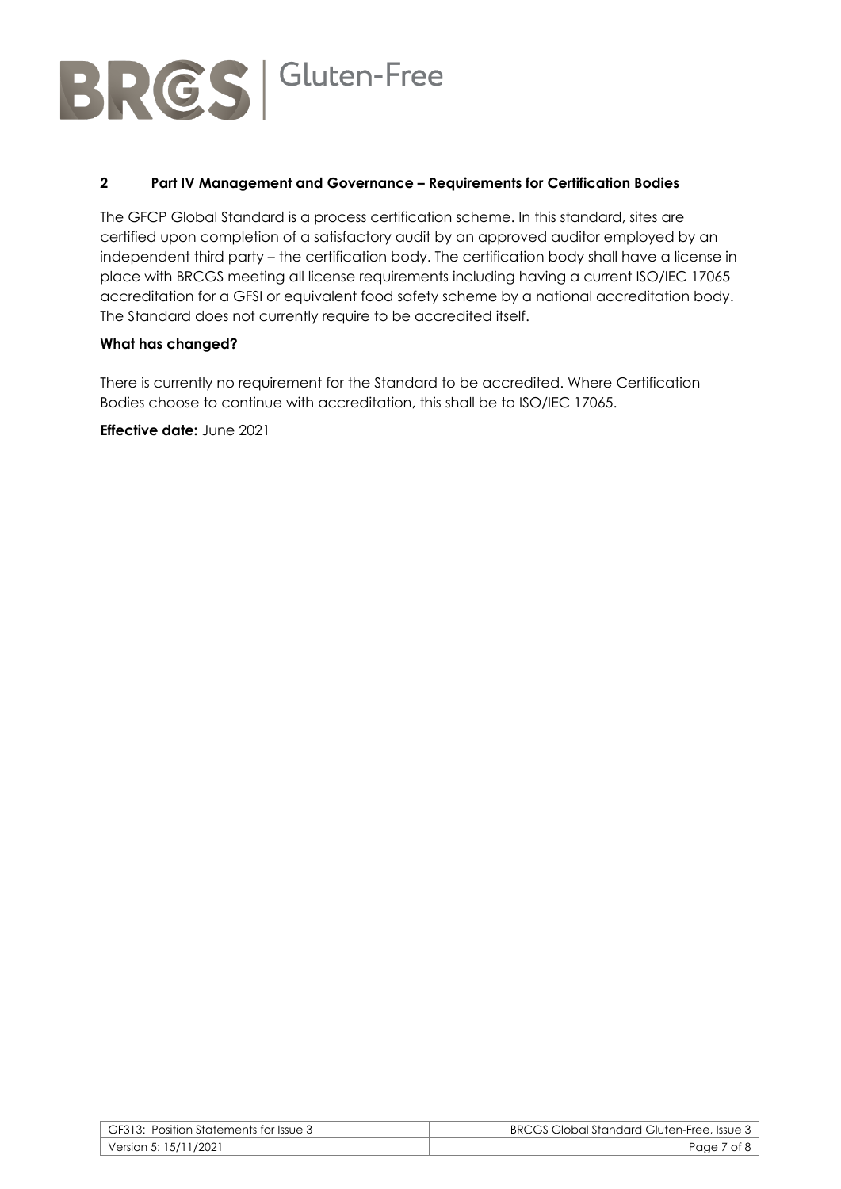## 2 Part IV Management and Governance – Requirements for Certification Bodies

The GFCP Global Standard is a process certification scheme. In this standard, sites are certified upon completion of a satisfactory audit by an approved auditor employed by an independent third party – the certification body. The certification body shall have a license in place with BRCGS meeting all license requirements including having a current ISO/IEC 17065 accreditation for a GFSI or equivalent food safety scheme by a national accreditation body. The Standard does not currently require to be accredited itself.

**What has changed?**

There is currently no requirement for the Standard to be accredited. Where Certification Bodies choose to continue with accreditation, this shall be to ISO/IEC 17065.

**Effective date:** June 2021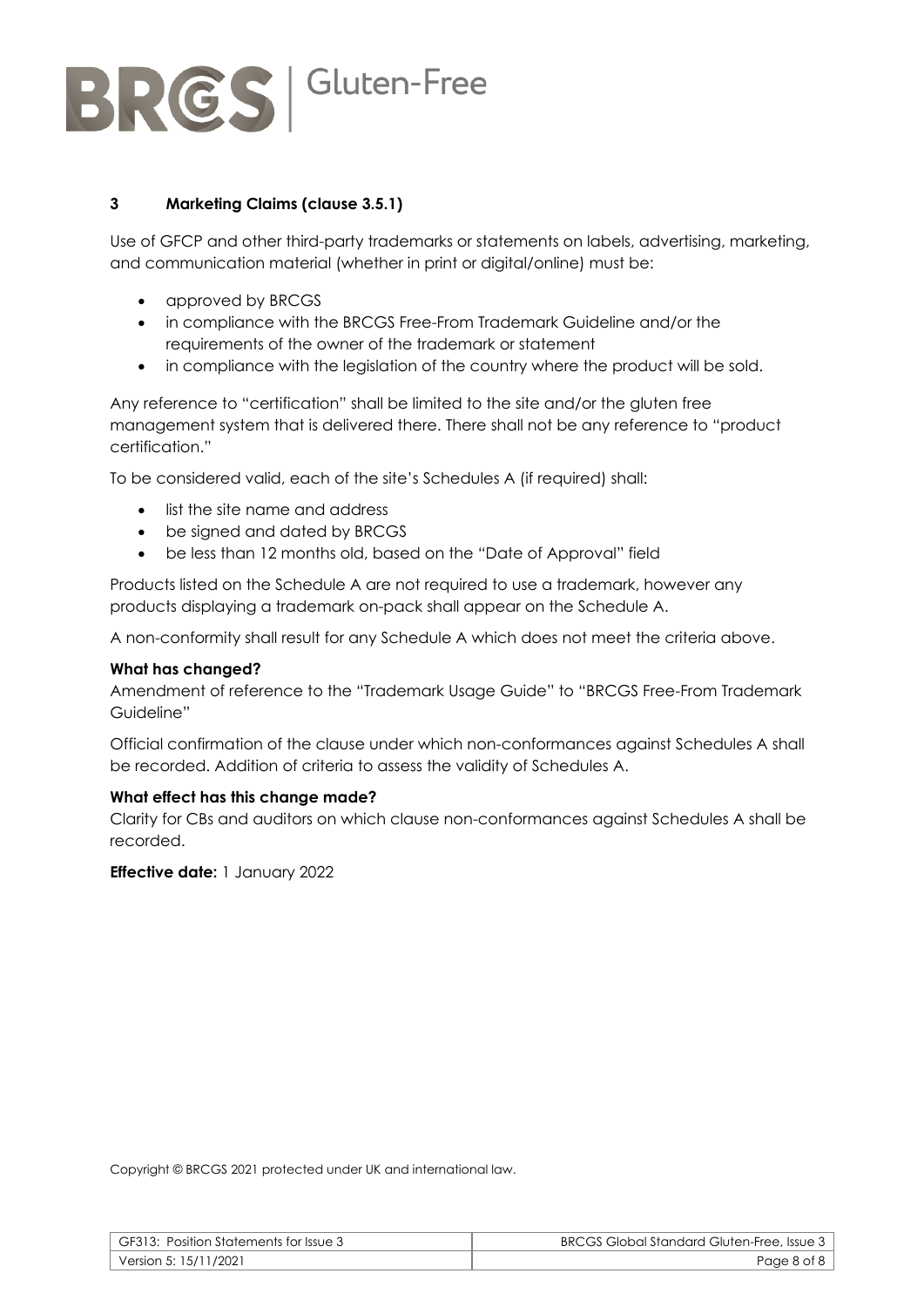## 3 Marketing Claims (clause 3.5.1)

Use of GFCP and other third-party trademarks or statements on labels, advertising, marketing, and communication material (whether in print or digital/online) must be:

- approved by BRCGS
- in compliance with the BRCGS Free-From Trademark Guideline and/or the requirements of the owner of the trademark or statement
- in compliance with the legislation of the country where the product will be sold.

Any reference to "certification" shall be limited to the site and/or the gluten free management system that is delivered there. There shall not be any reference to "product certification."

To be considered valid, each of the site's Schedules A (if required) shall:

- list the site name and address
- be signed and dated by BRCGS
- be less than 12 months old, based on the "Date of Approval" field

Products listed on the Schedule A are not required to use a trademark, however any products displaying a trademark on-pack shall appear on the Schedule A.

A non-conformity shall result for any Schedule A which does not meet the criteria above.

**What has changed?**
Amendment of reference to the "Trademark Usage Guide" to "BRCGS Free-From Trademark Guideline"

Official confirmation of the clause under which non-conformances against Schedules A shall be recorded. Addition of criteria to assess the validity of Schedules A.

**What effect has this change made?**
Clarity for CBs and auditors on which clause non-conformances against Schedules A shall be recorded.

**Effective date:** 1 January 2022

Copyright © BRCGS 2021 protected under UK and international law.